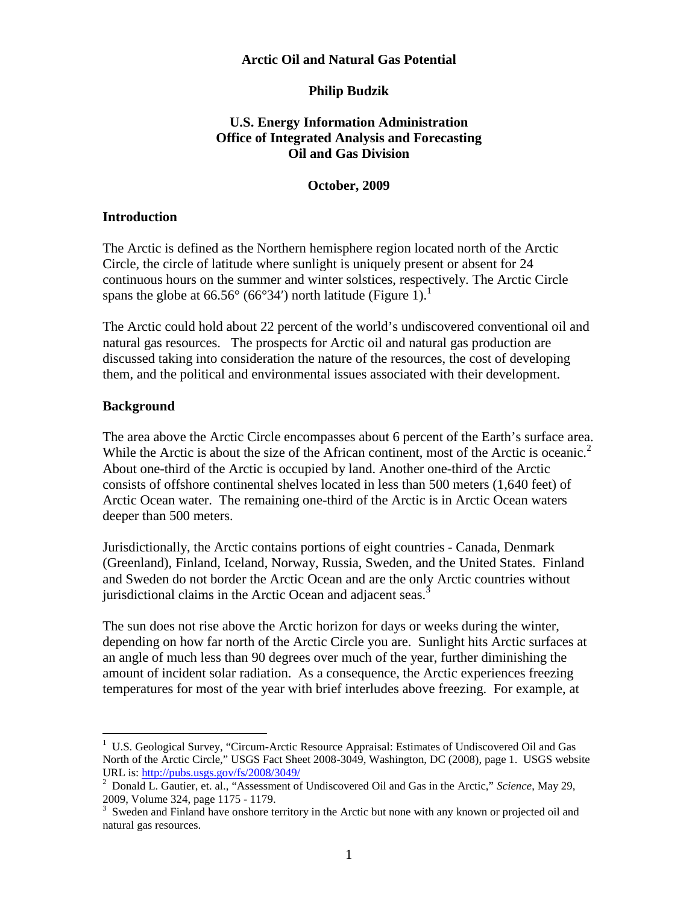# Arctic Oil and Natural Gas Potential

**Philip Budzik**

**U.S. Energy Information Administration**
**Office of Integrated Analysis and Forecasting**
**Oil and Gas Division**

**October, 2009**

## Introduction

The Arctic is defined as the Northern hemisphere region located north of the Arctic Circle, the circle of latitude where sunlight is uniquely present or absent for 24 continuous hours on the summer and winter solstices, respectively. The Arctic Circle spans the globe at 66.56° (66°34′) north latitude (Figure 1).[1]

The Arctic could hold about 22 percent of the world's undiscovered conventional oil and natural gas resources. The prospects for Arctic oil and natural gas production are discussed taking into consideration the nature of the resources, the cost of developing them, and the political and environmental issues associated with their development.

## Background

The area above the Arctic Circle encompasses about 6 percent of the Earth's surface area. While the Arctic is about the size of the African continent, most of the Arctic is oceanic.[2] About one-third of the Arctic is occupied by land. Another one-third of the Arctic consists of offshore continental shelves located in less than 500 meters (1,640 feet) of Arctic Ocean water. The remaining one-third of the Arctic is in Arctic Ocean waters deeper than 500 meters.

Jurisdictionally, the Arctic contains portions of eight countries - Canada, Denmark (Greenland), Finland, Iceland, Norway, Russia, Sweden, and the United States. Finland and Sweden do not border the Arctic Ocean and are the only Arctic countries without jurisdictional claims in the Arctic Ocean and adjacent seas.[3]

The sun does not rise above the Arctic horizon for days or weeks during the winter, depending on how far north of the Arctic Circle you are. Sunlight hits Arctic surfaces at an angle of much less than 90 degrees over much of the year, further diminishing the amount of incident solar radiation. As a consequence, the Arctic experiences freezing temperatures for most of the year with brief interludes above freezing. For example, at

---

[1] U.S. Geological Survey, "Circum-Arctic Resource Appraisal: Estimates of Undiscovered Oil and Gas North of the Arctic Circle," USGS Fact Sheet 2008-3049, Washington, DC (2008), page 1. USGS website URL is: http://pubs.usgs.gov/fs/2008/3049/

[2] Donald L. Gautier, et. al., "Assessment of Undiscovered Oil and Gas in the Arctic," *Science*, May 29, 2009, Volume 324, page 1175 - 1179.

[3] Sweden and Finland have onshore territory in the Arctic but none with any known or projected oil and natural gas resources.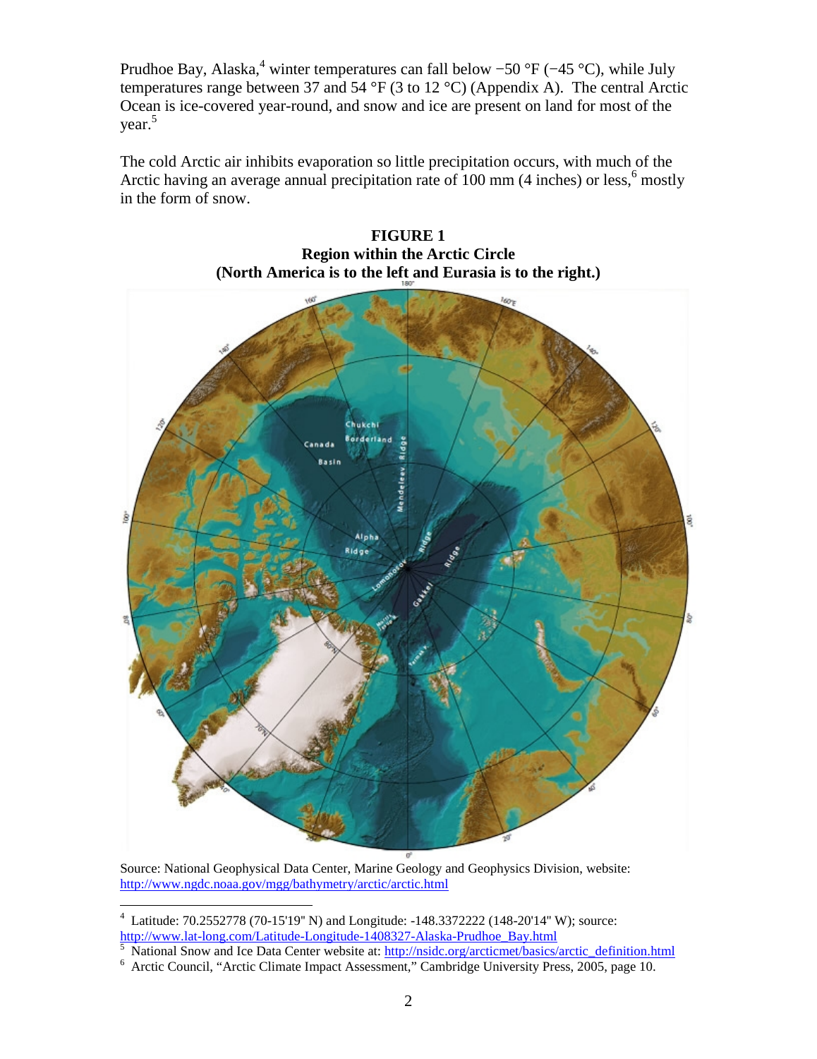Prudhoe Bay, Alaska,[4] winter temperatures can fall below −50 °F (−45 °C), while July temperatures range between 37 and 54 °F (3 to 12 °C) (Appendix A). The central Arctic Ocean is ice-covered year-round, and snow and ice are present on land for most of the year.[5]

The cold Arctic air inhibits evaporation so little precipitation occurs, with much of the Arctic having an average annual precipitation rate of 100 mm (4 inches) or less,[6] mostly in the form of snow.

**FIGURE 1**
**Region within the Arctic Circle**
**(North America is to the left and Eurasia is to the right.)**

Source: National Geophysical Data Center, Marine Geology and Geophysics Division, website: http://www.ngdc.noaa.gov/mgg/bathymetry/arctic/arctic.html

---

[4] Latitude: 70.2552778 (70-15'19" N) and Longitude: -148.3372222 (148-20'14" W); source: http://www.lat-long.com/Latitude-Longitude-1408327-Alaska-Prudhoe_Bay.html

[5] National Snow and Ice Data Center website at: http://nsidc.org/arcticmet/basics/arctic_definition.html

[6] Arctic Council, "Arctic Climate Impact Assessment," Cambridge University Press, 2005, page 10.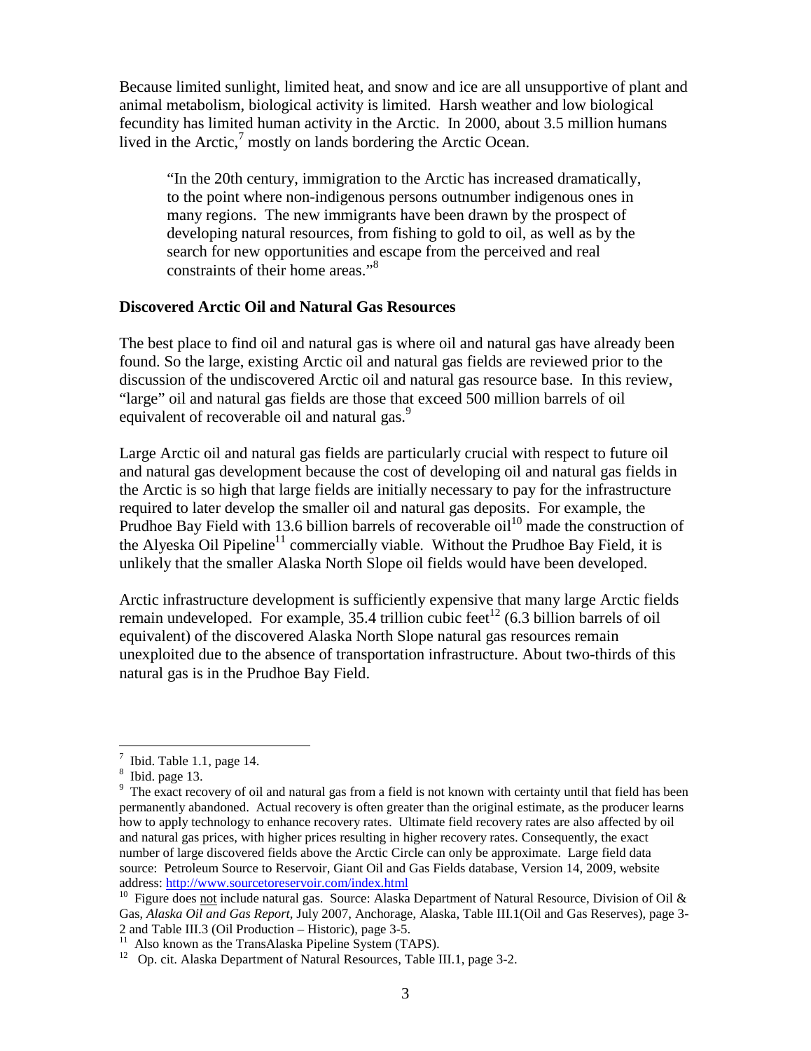Because limited sunlight, limited heat, and snow and ice are all unsupportive of plant and animal metabolism, biological activity is limited. Harsh weather and low biological fecundity has limited human activity in the Arctic. In 2000, about 3.5 million humans lived in the Arctic,[7] mostly on lands bordering the Arctic Ocean.

> "In the 20th century, immigration to the Arctic has increased dramatically, to the point where non-indigenous persons outnumber indigenous ones in many regions. The new immigrants have been drawn by the prospect of developing natural resources, from fishing to gold to oil, as well as by the search for new opportunities and escape from the perceived and real constraints of their home areas."[8]

## Discovered Arctic Oil and Natural Gas Resources

The best place to find oil and natural gas is where oil and natural gas have already been found. So the large, existing Arctic oil and natural gas fields are reviewed prior to the discussion of the undiscovered Arctic oil and natural gas resource base. In this review, "large" oil and natural gas fields are those that exceed 500 million barrels of oil equivalent of recoverable oil and natural gas.[9]

Large Arctic oil and natural gas fields are particularly crucial with respect to future oil and natural gas development because the cost of developing oil and natural gas fields in the Arctic is so high that large fields are initially necessary to pay for the infrastructure required to later develop the smaller oil and natural gas deposits. For example, the Prudhoe Bay Field with 13.6 billion barrels of recoverable oil[10] made the construction of the Alyeska Oil Pipeline[11] commercially viable. Without the Prudhoe Bay Field, it is unlikely that the smaller Alaska North Slope oil fields would have been developed.

Arctic infrastructure development is sufficiently expensive that many large Arctic fields remain undeveloped. For example, 35.4 trillion cubic feet[12] (6.3 billion barrels of oil equivalent) of the discovered Alaska North Slope natural gas resources remain unexploited due to the absence of transportation infrastructure. About two-thirds of this natural gas is in the Prudhoe Bay Field.

---

[7] Ibid. Table 1.1, page 14.

[8] Ibid. page 13.

[9] The exact recovery of oil and natural gas from a field is not known with certainty until that field has been permanently abandoned. Actual recovery is often greater than the original estimate, as the producer learns how to apply technology to enhance recovery rates. Ultimate field recovery rates are also affected by oil and natural gas prices, with higher prices resulting in higher recovery rates. Consequently, the exact number of large discovered fields above the Arctic Circle can only be approximate. Large field data source: Petroleum Source to Reservoir, Giant Oil and Gas Fields database, Version 14, 2009, website address: http://www.sourcetoreservoir.com/index.html

[10] Figure does not include natural gas. Source: Alaska Department of Natural Resource, Division of Oil & Gas, *Alaska Oil and Gas Report*, July 2007, Anchorage, Alaska, Table III.1(Oil and Gas Reserves), page 3-2 and Table III.3 (Oil Production – Historic), page 3-5.

[11] Also known as the TransAlaska Pipeline System (TAPS).

[12] Op. cit. Alaska Department of Natural Resources, Table III.1, page 3-2.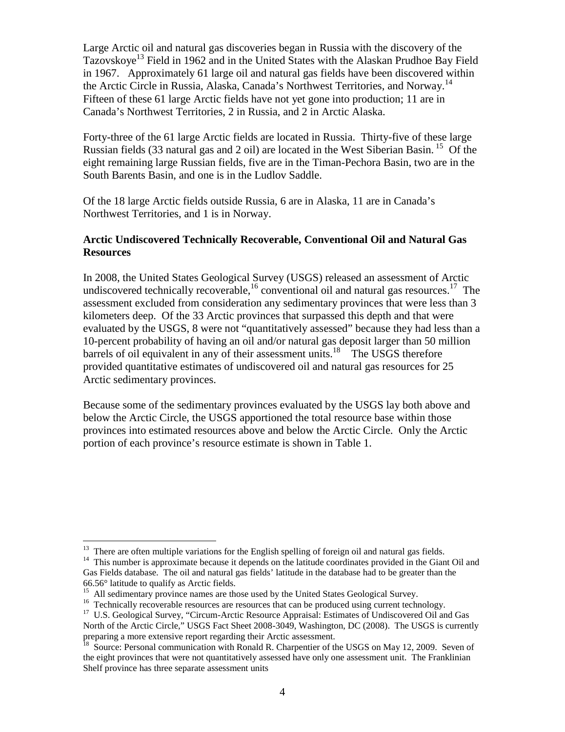Large Arctic oil and natural gas discoveries began in Russia with the discovery of the Tazovskoye[13] Field in 1962 and in the United States with the Alaskan Prudhoe Bay Field in 1967. Approximately 61 large oil and natural gas fields have been discovered within the Arctic Circle in Russia, Alaska, Canada's Northwest Territories, and Norway.[14] Fifteen of these 61 large Arctic fields have not yet gone into production; 11 are in Canada's Northwest Territories, 2 in Russia, and 2 in Arctic Alaska.

Forty-three of the 61 large Arctic fields are located in Russia. Thirty-five of these large Russian fields (33 natural gas and 2 oil) are located in the West Siberian Basin.[15] Of the eight remaining large Russian fields, five are in the Timan-Pechora Basin, two are in the South Barents Basin, and one is in the Ludlov Saddle.

Of the 18 large Arctic fields outside Russia, 6 are in Alaska, 11 are in Canada's Northwest Territories, and 1 is in Norway.

### Arctic Undiscovered Technically Recoverable, Conventional Oil and Natural Gas Resources

In 2008, the United States Geological Survey (USGS) released an assessment of Arctic undiscovered technically recoverable,[16] conventional oil and natural gas resources.[17] The assessment excluded from consideration any sedimentary provinces that were less than 3 kilometers deep. Of the 33 Arctic provinces that surpassed this depth and that were evaluated by the USGS, 8 were not "quantitatively assessed" because they had less than a 10-percent probability of having an oil and/or natural gas deposit larger than 50 million barrels of oil equivalent in any of their assessment units.[18] The USGS therefore provided quantitative estimates of undiscovered oil and natural gas resources for 25 Arctic sedimentary provinces.

Because some of the sedimentary provinces evaluated by the USGS lay both above and below the Arctic Circle, the USGS apportioned the total resource base within those provinces into estimated resources above and below the Arctic Circle. Only the Arctic portion of each province's resource estimate is shown in Table 1.

---

[13] There are often multiple variations for the English spelling of foreign oil and natural gas fields.

[14] This number is approximate because it depends on the latitude coordinates provided in the Giant Oil and Gas Fields database. The oil and natural gas fields' latitude in the database had to be greater than the 66.56° latitude to qualify as Arctic fields.

[15] All sedimentary province names are those used by the United States Geological Survey.

[16] Technically recoverable resources are resources that can be produced using current technology.

[17] U.S. Geological Survey, "Circum-Arctic Resource Appraisal: Estimates of Undiscovered Oil and Gas North of the Arctic Circle," USGS Fact Sheet 2008-3049, Washington, DC (2008). The USGS is currently preparing a more extensive report regarding their Arctic assessment.

[18] Source: Personal communication with Ronald R. Charpentier of the USGS on May 12, 2009. Seven of the eight provinces that were not quantitatively assessed have only one assessment unit. The Franklinian Shelf province has three separate assessment units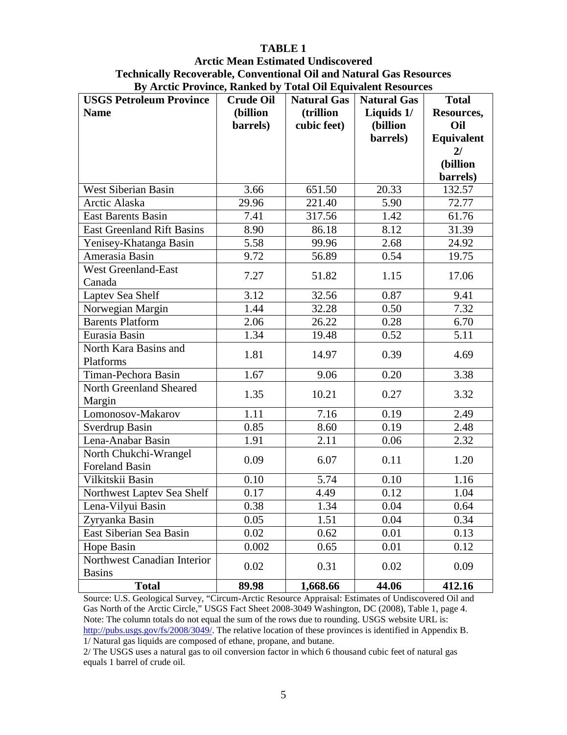**TABLE 1**
**Arctic Mean Estimated Undiscovered**
**Technically Recoverable, Conventional Oil and Natural Gas Resources**
**By Arctic Province, Ranked by Total Oil Equivalent Resources**

| USGS Petroleum Province Name | Crude Oil (billion barrels) | Natural Gas (trillion cubic feet) | Natural Gas Liquids 1/ (billion barrels) | Total Resources, Oil Equivalent 2/ (billion barrels) |
|---|---|---|---|---|
| West Siberian Basin | 3.66 | 651.50 | 20.33 | 132.57 |
| Arctic Alaska | 29.96 | 221.40 | 5.90 | 72.77 |
| East Barents Basin | 7.41 | 317.56 | 1.42 | 61.76 |
| East Greenland Rift Basins | 8.90 | 86.18 | 8.12 | 31.39 |
| Yenisey-Khatanga Basin | 5.58 | 99.96 | 2.68 | 24.92 |
| Amerasia Basin | 9.72 | 56.89 | 0.54 | 19.75 |
| West Greenland-East Canada | 7.27 | 51.82 | 1.15 | 17.06 |
| Laptev Sea Shelf | 3.12 | 32.56 | 0.87 | 9.41 |
| Norwegian Margin | 1.44 | 32.28 | 0.50 | 7.32 |
| Barents Platform | 2.06 | 26.22 | 0.28 | 6.70 |
| Eurasia Basin | 1.34 | 19.48 | 0.52 | 5.11 |
| North Kara Basins and Platforms | 1.81 | 14.97 | 0.39 | 4.69 |
| Timan-Pechora Basin | 1.67 | 9.06 | 0.20 | 3.38 |
| North Greenland Sheared Margin | 1.35 | 10.21 | 0.27 | 3.32 |
| Lomonosov-Makarov | 1.11 | 7.16 | 0.19 | 2.49 |
| Sverdrup Basin | 0.85 | 8.60 | 0.19 | 2.48 |
| Lena-Anabar Basin | 1.91 | 2.11 | 0.06 | 2.32 |
| North Chukchi-Wrangel Foreland Basin | 0.09 | 6.07 | 0.11 | 1.20 |
| Vilkitskii Basin | 0.10 | 5.74 | 0.10 | 1.16 |
| Northwest Laptev Sea Shelf | 0.17 | 4.49 | 0.12 | 1.04 |
| Lena-Vilyui Basin | 0.38 | 1.34 | 0.04 | 0.64 |
| Zyryanka Basin | 0.05 | 1.51 | 0.04 | 0.34 |
| East Siberian Sea Basin | 0.02 | 0.62 | 0.01 | 0.13 |
| Hope Basin | 0.002 | 0.65 | 0.01 | 0.12 |
| Northwest Canadian Interior Basins | 0.02 | 0.31 | 0.02 | 0.09 |
| **Total** | **89.98** | **1,668.66** | **44.06** | **412.16** |

Source: U.S. Geological Survey, "Circum-Arctic Resource Appraisal: Estimates of Undiscovered Oil and Gas North of the Arctic Circle," USGS Fact Sheet 2008-3049 Washington, DC (2008), Table 1, page 4. Note: The column totals do not equal the sum of the rows due to rounding. USGS website URL is: http://pubs.usgs.gov/fs/2008/3049/. The relative location of these provinces is identified in Appendix B.

1/ Natural gas liquids are composed of ethane, propane, and butane.

2/ The USGS uses a natural gas to oil conversion factor in which 6 thousand cubic feet of natural gas equals 1 barrel of crude oil.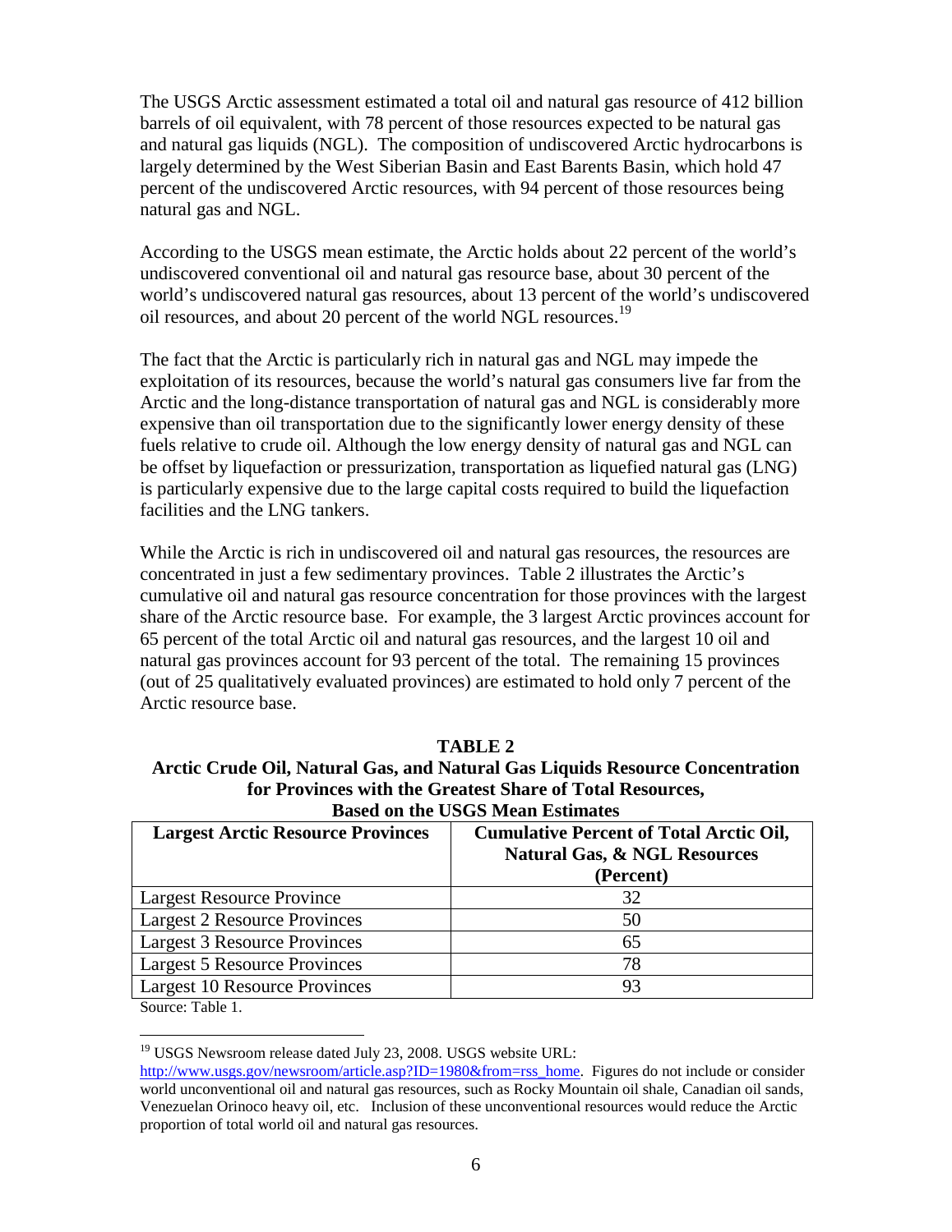The USGS Arctic assessment estimated a total oil and natural gas resource of 412 billion barrels of oil equivalent, with 78 percent of those resources expected to be natural gas and natural gas liquids (NGL). The composition of undiscovered Arctic hydrocarbons is largely determined by the West Siberian Basin and East Barents Basin, which hold 47 percent of the undiscovered Arctic resources, with 94 percent of those resources being natural gas and NGL.

According to the USGS mean estimate, the Arctic holds about 22 percent of the world's undiscovered conventional oil and natural gas resource base, about 30 percent of the world's undiscovered natural gas resources, about 13 percent of the world's undiscovered oil resources, and about 20 percent of the world NGL resources.[19]

The fact that the Arctic is particularly rich in natural gas and NGL may impede the exploitation of its resources, because the world's natural gas consumers live far from the Arctic and the long-distance transportation of natural gas and NGL is considerably more expensive than oil transportation due to the significantly lower energy density of these fuels relative to crude oil. Although the low energy density of natural gas and NGL can be offset by liquefaction or pressurization, transportation as liquefied natural gas (LNG) is particularly expensive due to the large capital costs required to build the liquefaction facilities and the LNG tankers.

While the Arctic is rich in undiscovered oil and natural gas resources, the resources are concentrated in just a few sedimentary provinces. Table 2 illustrates the Arctic's cumulative oil and natural gas resource concentration for those provinces with the largest share of the Arctic resource base. For example, the 3 largest Arctic provinces account for 65 percent of the total Arctic oil and natural gas resources, and the largest 10 oil and natural gas provinces account for 93 percent of the total. The remaining 15 provinces (out of 25 qualitatively evaluated provinces) are estimated to hold only 7 percent of the Arctic resource base.

**TABLE 2**
**Arctic Crude Oil, Natural Gas, and Natural Gas Liquids Resource Concentration for Provinces with the Greatest Share of Total Resources, Based on the USGS Mean Estimates**

| Largest Arctic Resource Provinces | Cumulative Percent of Total Arctic Oil, Natural Gas, & NGL Resources (Percent) |
|---|---|
| Largest Resource Province | 32 |
| Largest 2 Resource Provinces | 50 |
| Largest 3 Resource Provinces | 65 |
| Largest 5 Resource Provinces | 78 |
| Largest 10 Resource Provinces | 93 |

Source: Table 1.

[19] USGS Newsroom release dated July 23, 2008. USGS website URL: http://www.usgs.gov/newsroom/article.asp?ID=1980&from=rss_home. Figures do not include or consider world unconventional oil and natural gas resources, such as Rocky Mountain oil shale, Canadian oil sands, Venezuelan Orinoco heavy oil, etc. Inclusion of these unconventional resources would reduce the Arctic proportion of total world oil and natural gas resources.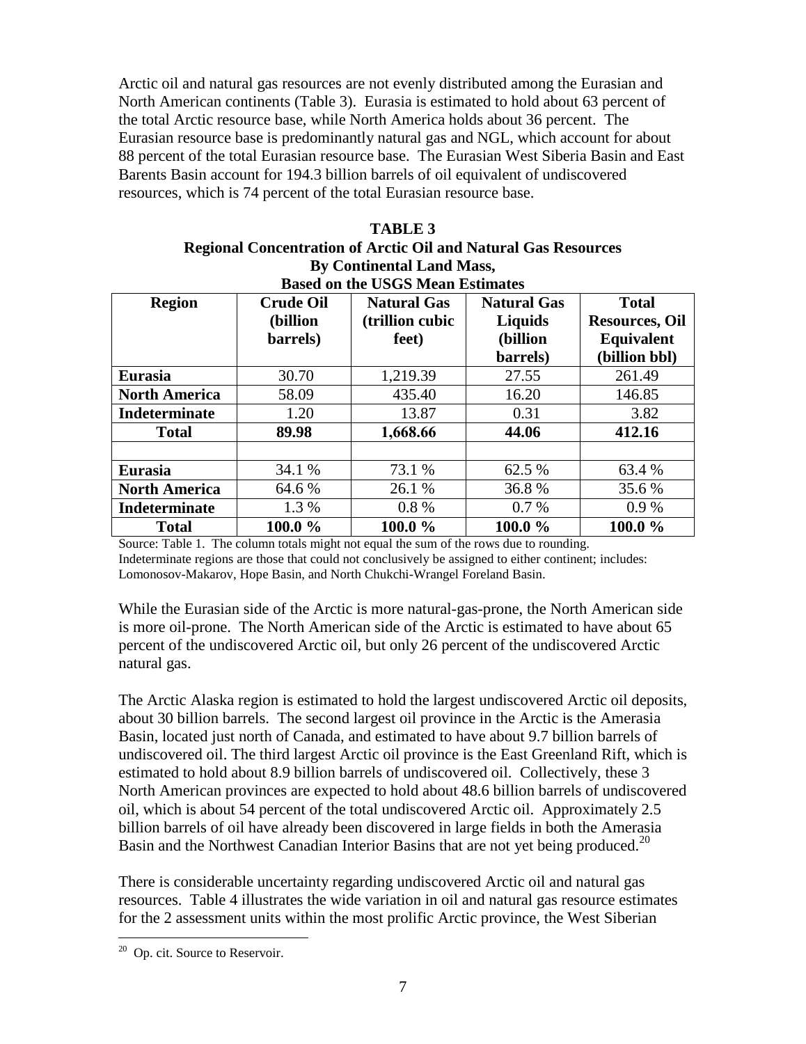Arctic oil and natural gas resources are not evenly distributed among the Eurasian and North American continents (Table 3). Eurasia is estimated to hold about 63 percent of the total Arctic resource base, while North America holds about 36 percent. The Eurasian resource base is predominantly natural gas and NGL, which account for about 88 percent of the total Eurasian resource base. The Eurasian West Siberia Basin and East Barents Basin account for 194.3 billion barrels of oil equivalent of undiscovered resources, which is 74 percent of the total Eurasian resource base.

**TABLE 3**
**Regional Concentration of Arctic Oil and Natural Gas Resources By Continental Land Mass, Based on the USGS Mean Estimates**

| Region | Crude Oil (billion barrels) | Natural Gas (trillion cubic feet) | Natural Gas Liquids (billion barrels) | Total Resources, Oil Equivalent (billion bbl) |
|---|---|---|---|---|
| **Eurasia** | 30.70 | 1,219.39 | 27.55 | 261.49 |
| **North America** | 58.09 | 435.40 | 16.20 | 146.85 |
| **Indeterminate** | 1.20 | 13.87 | 0.31 | 3.82 |
| **Total** | **89.98** | **1,668.66** | **44.06** | **412.16** |
| | | | | |
| **Eurasia** | 34.1 % | 73.1 % | 62.5 % | 63.4 % |
| **North America** | 64.6 % | 26.1 % | 36.8 % | 35.6 % |
| **Indeterminate** | 1.3 % | 0.8 % | 0.7 % | 0.9 % |
| **Total** | **100.0 %** | **100.0 %** | **100.0 %** | **100.0 %** |

Source: Table 1. The column totals might not equal the sum of the rows due to rounding.
Indeterminate regions are those that could not conclusively be assigned to either continent; includes: Lomonosov-Makarov, Hope Basin, and North Chukchi-Wrangel Foreland Basin.

While the Eurasian side of the Arctic is more natural-gas-prone, the North American side is more oil-prone. The North American side of the Arctic is estimated to have about 65 percent of the undiscovered Arctic oil, but only 26 percent of the undiscovered Arctic natural gas.

The Arctic Alaska region is estimated to hold the largest undiscovered Arctic oil deposits, about 30 billion barrels. The second largest oil province in the Arctic is the Amerasia Basin, located just north of Canada, and estimated to have about 9.7 billion barrels of undiscovered oil. The third largest Arctic oil province is the East Greenland Rift, which is estimated to hold about 8.9 billion barrels of undiscovered oil. Collectively, these 3 North American provinces are expected to hold about 48.6 billion barrels of undiscovered oil, which is about 54 percent of the total undiscovered Arctic oil. Approximately 2.5 billion barrels of oil have already been discovered in large fields in both the Amerasia Basin and the Northwest Canadian Interior Basins that are not yet being produced.[20]

There is considerable uncertainty regarding undiscovered Arctic oil and natural gas resources. Table 4 illustrates the wide variation in oil and natural gas resource estimates for the 2 assessment units within the most prolific Arctic province, the West Siberian

[20] Op. cit. Source to Reservoir.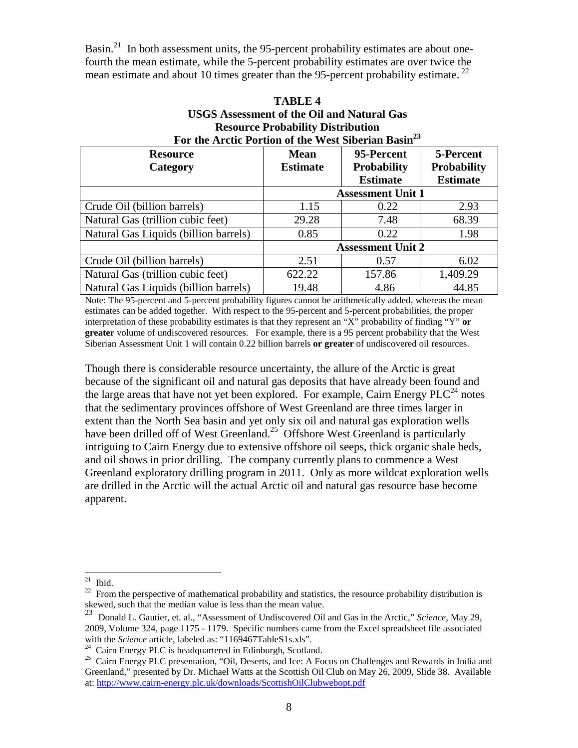Basin.[21] In both assessment units, the 95-percent probability estimates are about one-fourth the mean estimate, while the 5-percent probability estimates are over twice the mean estimate and about 10 times greater than the 95-percent probability estimate.[22]

**TABLE 4**
**USGS Assessment of the Oil and Natural Gas Resource Probability Distribution For the Arctic Portion of the West Siberian Basin[23]**

| Resource Category | Mean Estimate | 95-Percent Probability Estimate | 5-Percent Probability Estimate |
|---|---|---|---|
| | **Assessment Unit 1** | | |
| Crude Oil (billion barrels) | 1.15 | 0.22 | 2.93 |
| Natural Gas (trillion cubic feet) | 29.28 | 7.48 | 68.39 |
| Natural Gas Liquids (billion barrels) | 0.85 | 0.22 | 1.98 |
| | **Assessment Unit 2** | | |
| Crude Oil (billion barrels) | 2.51 | 0.57 | 6.02 |
| Natural Gas (trillion cubic feet) | 622.22 | 157.86 | 1,409.29 |
| Natural Gas Liquids (billion barrels) | 19.48 | 4.86 | 44.85 |

Note: The 95-percent and 5-percent probability figures cannot be arithmetically added, whereas the mean estimates can be added together. With respect to the 95-percent and 5-percent probabilities, the proper interpretation of these probability estimates is that they represent an "X" probability of finding "Y" **or greater** volume of undiscovered resources. For example, there is a 95 percent probability that the West Siberian Assessment Unit 1 will contain 0.22 billion barrels **or greater** of undiscovered oil resources.

Though there is considerable resource uncertainty, the allure of the Arctic is great because of the significant oil and natural gas deposits that have already been found and the large areas that have not yet been explored. For example, Cairn Energy PLC[24] notes that the sedimentary provinces offshore of West Greenland are three times larger in extent than the North Sea basin and yet only six oil and natural gas exploration wells have been drilled off of West Greenland.[25] Offshore West Greenland is particularly intriguing to Cairn Energy due to extensive offshore oil seeps, thick organic shale beds, and oil shows in prior drilling. The company currently plans to commence a West Greenland exploratory drilling program in 2011. Only as more wildcat exploration wells are drilled in the Arctic will the actual Arctic oil and natural gas resource base become apparent.

---

[21] Ibid.

[22] From the perspective of mathematical probability and statistics, the resource probability distribution is skewed, such that the median value is less than the mean value.

[23] Donald L. Gautier, et. al., "Assessment of Undiscovered Oil and Gas in the Arctic," *Science*, May 29, 2009, Volume 324, page 1175 - 1179. Specific numbers came from the Excel spreadsheet file associated with the *Science* article, labeled as: "1169467TableS1s.xls".

[24] Cairn Energy PLC is headquartered in Edinburgh, Scotland.

[25] Cairn Energy PLC presentation, "Oil, Deserts, and Ice: A Focus on Challenges and Rewards in India and Greenland," presented by Dr. Michael Watts at the Scottish Oil Club on May 26, 2009, Slide 38. Available at: http://www.cairn-energy.plc.uk/downloads/ScottishOilClubwebopt.pdf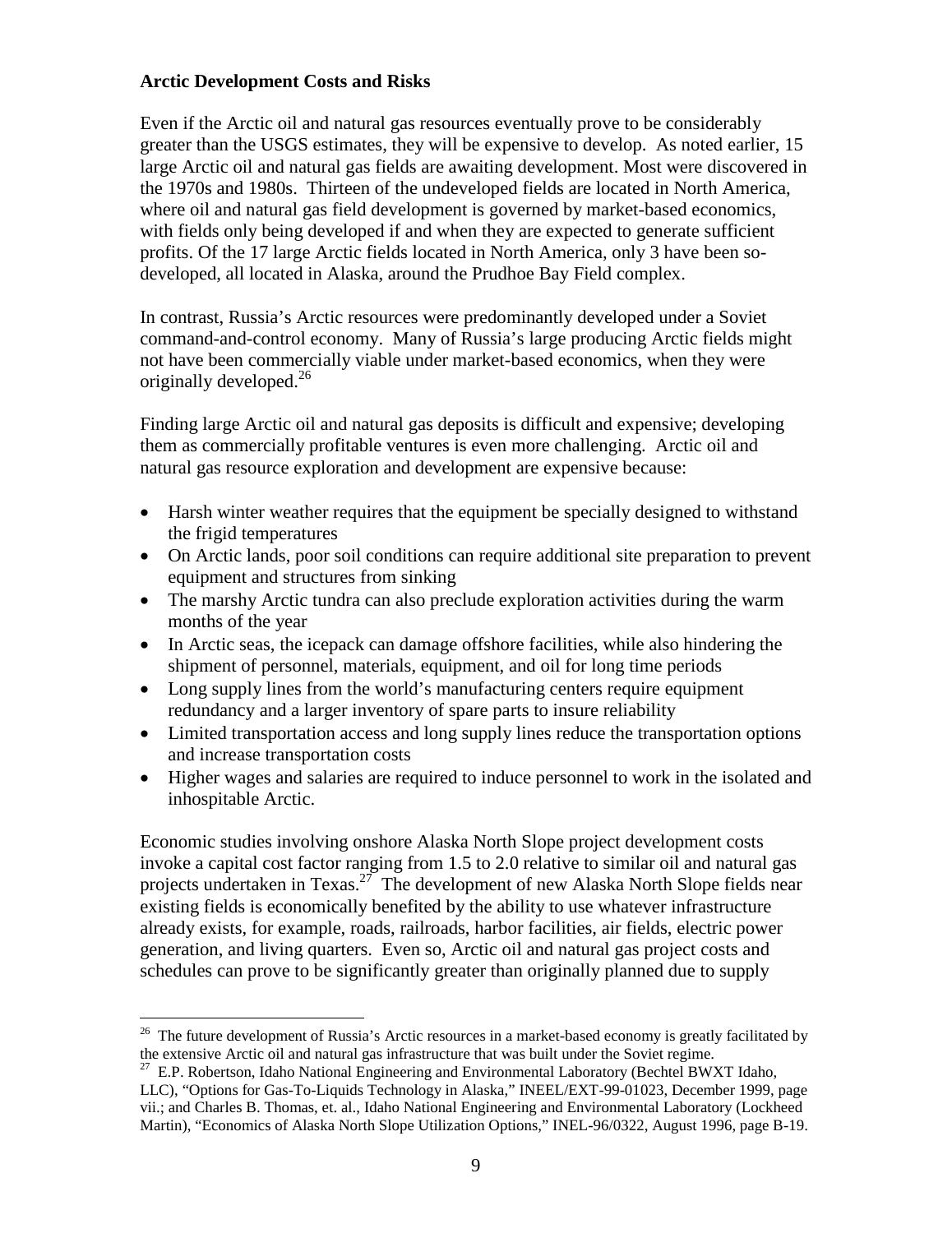**Arctic Development Costs and Risks**

Even if the Arctic oil and natural gas resources eventually prove to be considerably greater than the USGS estimates, they will be expensive to develop. As noted earlier, 15 large Arctic oil and natural gas fields are awaiting development. Most were discovered in the 1970s and 1980s. Thirteen of the undeveloped fields are located in North America, where oil and natural gas field development is governed by market-based economics, with fields only being developed if and when they are expected to generate sufficient profits. Of the 17 large Arctic fields located in North America, only 3 have been so-developed, all located in Alaska, around the Prudhoe Bay Field complex.

In contrast, Russia's Arctic resources were predominantly developed under a Soviet command-and-control economy. Many of Russia's large producing Arctic fields might not have been commercially viable under market-based economics, when they were originally developed.[26]

Finding large Arctic oil and natural gas deposits is difficult and expensive; developing them as commercially profitable ventures is even more challenging. Arctic oil and natural gas resource exploration and development are expensive because:

- Harsh winter weather requires that the equipment be specially designed to withstand the frigid temperatures
- On Arctic lands, poor soil conditions can require additional site preparation to prevent equipment and structures from sinking
- The marshy Arctic tundra can also preclude exploration activities during the warm months of the year
- In Arctic seas, the icepack can damage offshore facilities, while also hindering the shipment of personnel, materials, equipment, and oil for long time periods
- Long supply lines from the world's manufacturing centers require equipment redundancy and a larger inventory of spare parts to insure reliability
- Limited transportation access and long supply lines reduce the transportation options and increase transportation costs
- Higher wages and salaries are required to induce personnel to work in the isolated and inhospitable Arctic.

Economic studies involving onshore Alaska North Slope project development costs invoke a capital cost factor ranging from 1.5 to 2.0 relative to similar oil and natural gas projects undertaken in Texas.[27] The development of new Alaska North Slope fields near existing fields is economically benefited by the ability to use whatever infrastructure already exists, for example, roads, railroads, harbor facilities, air fields, electric power generation, and living quarters. Even so, Arctic oil and natural gas project costs and schedules can prove to be significantly greater than originally planned due to supply

[26] The future development of Russia's Arctic resources in a market-based economy is greatly facilitated by the extensive Arctic oil and natural gas infrastructure that was built under the Soviet regime.

[27] E.P. Robertson, Idaho National Engineering and Environmental Laboratory (Bechtel BWXT Idaho, LLC), "Options for Gas-To-Liquids Technology in Alaska," INEEL/EXT-99-01023, December 1999, page vii.; and Charles B. Thomas, et. al., Idaho National Engineering and Environmental Laboratory (Lockheed Martin), "Economics of Alaska North Slope Utilization Options," INEL-96/0322, August 1996, page B-19.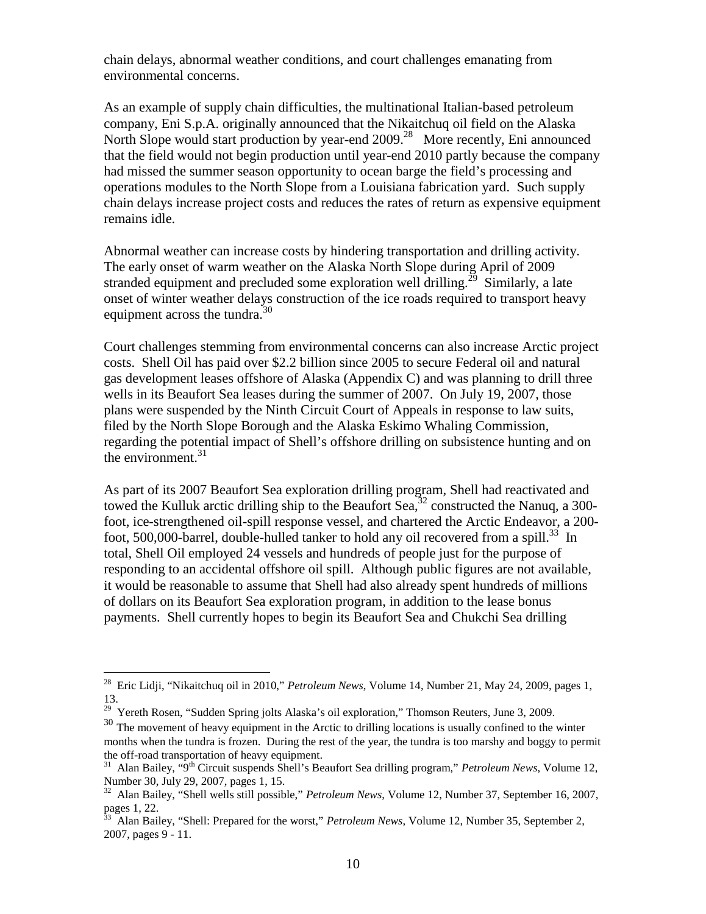chain delays, abnormal weather conditions, and court challenges emanating from environmental concerns.

As an example of supply chain difficulties, the multinational Italian-based petroleum company, Eni S.p.A. originally announced that the Nikaitchuq oil field on the Alaska North Slope would start production by year-end 2009.[28] More recently, Eni announced that the field would not begin production until year-end 2010 partly because the company had missed the summer season opportunity to ocean barge the field's processing and operations modules to the North Slope from a Louisiana fabrication yard. Such supply chain delays increase project costs and reduces the rates of return as expensive equipment remains idle.

Abnormal weather can increase costs by hindering transportation and drilling activity. The early onset of warm weather on the Alaska North Slope during April of 2009 stranded equipment and precluded some exploration well drilling.[29] Similarly, a late onset of winter weather delays construction of the ice roads required to transport heavy equipment across the tundra.[30]

Court challenges stemming from environmental concerns can also increase Arctic project costs. Shell Oil has paid over $2.2 billion since 2005 to secure Federal oil and natural gas development leases offshore of Alaska (Appendix C) and was planning to drill three wells in its Beaufort Sea leases during the summer of 2007. On July 19, 2007, those plans were suspended by the Ninth Circuit Court of Appeals in response to law suits, filed by the North Slope Borough and the Alaska Eskimo Whaling Commission, regarding the potential impact of Shell's offshore drilling on subsistence hunting and on the environment.[31]

As part of its 2007 Beaufort Sea exploration drilling program, Shell had reactivated and towed the Kulluk arctic drilling ship to the Beaufort Sea,[32] constructed the Nanuq, a 300-foot, ice-strengthened oil-spill response vessel, and chartered the Arctic Endeavor, a 200-foot, 500,000-barrel, double-hulled tanker to hold any oil recovered from a spill.[33] In total, Shell Oil employed 24 vessels and hundreds of people just for the purpose of responding to an accidental offshore oil spill. Although public figures are not available, it would be reasonable to assume that Shell had also already spent hundreds of millions of dollars on its Beaufort Sea exploration program, in addition to the lease bonus payments. Shell currently hopes to begin its Beaufort Sea and Chukchi Sea drilling

---

[28] Eric Lidji, "Nikaitchuq oil in 2010," *Petroleum News*, Volume 14, Number 21, May 24, 2009, pages 1, 13.

[29] Yereth Rosen, "Sudden Spring jolts Alaska's oil exploration," Thomson Reuters, June 3, 2009.

[30] The movement of heavy equipment in the Arctic to drilling locations is usually confined to the winter months when the tundra is frozen. During the rest of the year, the tundra is too marshy and boggy to permit the off-road transportation of heavy equipment.

[31] Alan Bailey, "9th Circuit suspends Shell's Beaufort Sea drilling program," *Petroleum News*, Volume 12, Number 30, July 29, 2007, pages 1, 15.

[32] Alan Bailey, "Shell wells still possible," *Petroleum News*, Volume 12, Number 37, September 16, 2007, pages 1, 22.

[33] Alan Bailey, "Shell: Prepared for the worst," *Petroleum News*, Volume 12, Number 35, September 2, 2007, pages 9 - 11.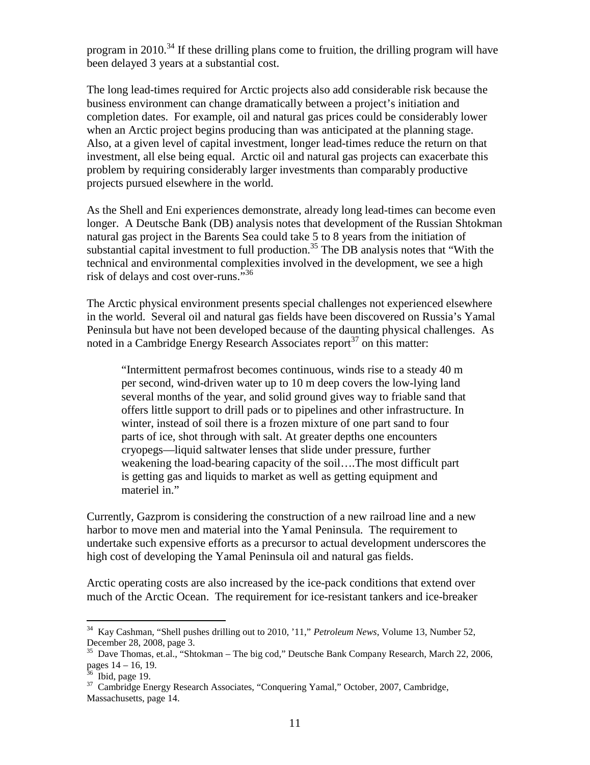program in 2010.[34] If these drilling plans come to fruition, the drilling program will have been delayed 3 years at a substantial cost.

The long lead-times required for Arctic projects also add considerable risk because the business environment can change dramatically between a project's initiation and completion dates. For example, oil and natural gas prices could be considerably lower when an Arctic project begins producing than was anticipated at the planning stage. Also, at a given level of capital investment, longer lead-times reduce the return on that investment, all else being equal. Arctic oil and natural gas projects can exacerbate this problem by requiring considerably larger investments than comparably productive projects pursued elsewhere in the world.

As the Shell and Eni experiences demonstrate, already long lead-times can become even longer. A Deutsche Bank (DB) analysis notes that development of the Russian Shtokman natural gas project in the Barents Sea could take 5 to 8 years from the initiation of substantial capital investment to full production.[35] The DB analysis notes that "With the technical and environmental complexities involved in the development, we see a high risk of delays and cost over-runs."[36]

The Arctic physical environment presents special challenges not experienced elsewhere in the world. Several oil and natural gas fields have been discovered on Russia's Yamal Peninsula but have not been developed because of the daunting physical challenges. As noted in a Cambridge Energy Research Associates report[37] on this matter:

> "Intermittent permafrost becomes continuous, winds rise to a steady 40 m per second, wind-driven water up to 10 m deep covers the low-lying land several months of the year, and solid ground gives way to friable sand that offers little support to drill pads or to pipelines and other infrastructure. In winter, instead of soil there is a frozen mixture of one part sand to four parts of ice, shot through with salt. At greater depths one encounters cryopegs—liquid saltwater lenses that slide under pressure, further weakening the load-bearing capacity of the soil….The most difficult part is getting gas and liquids to market as well as getting equipment and materiel in."

Currently, Gazprom is considering the construction of a new railroad line and a new harbor to move men and material into the Yamal Peninsula. The requirement to undertake such expensive efforts as a precursor to actual development underscores the high cost of developing the Yamal Peninsula oil and natural gas fields.

Arctic operating costs are also increased by the ice-pack conditions that extend over much of the Arctic Ocean. The requirement for ice-resistant tankers and ice-breaker

---

[34] Kay Cashman, "Shell pushes drilling out to 2010, '11," *Petroleum News*, Volume 13, Number 52, December 28, 2008, page 3.

[35] Dave Thomas, et.al., "Shtokman – The big cod," Deutsche Bank Company Research, March 22, 2006, pages 14 – 16, 19.

[36] Ibid, page 19.

[37] Cambridge Energy Research Associates, "Conquering Yamal," October, 2007, Cambridge, Massachusetts, page 14.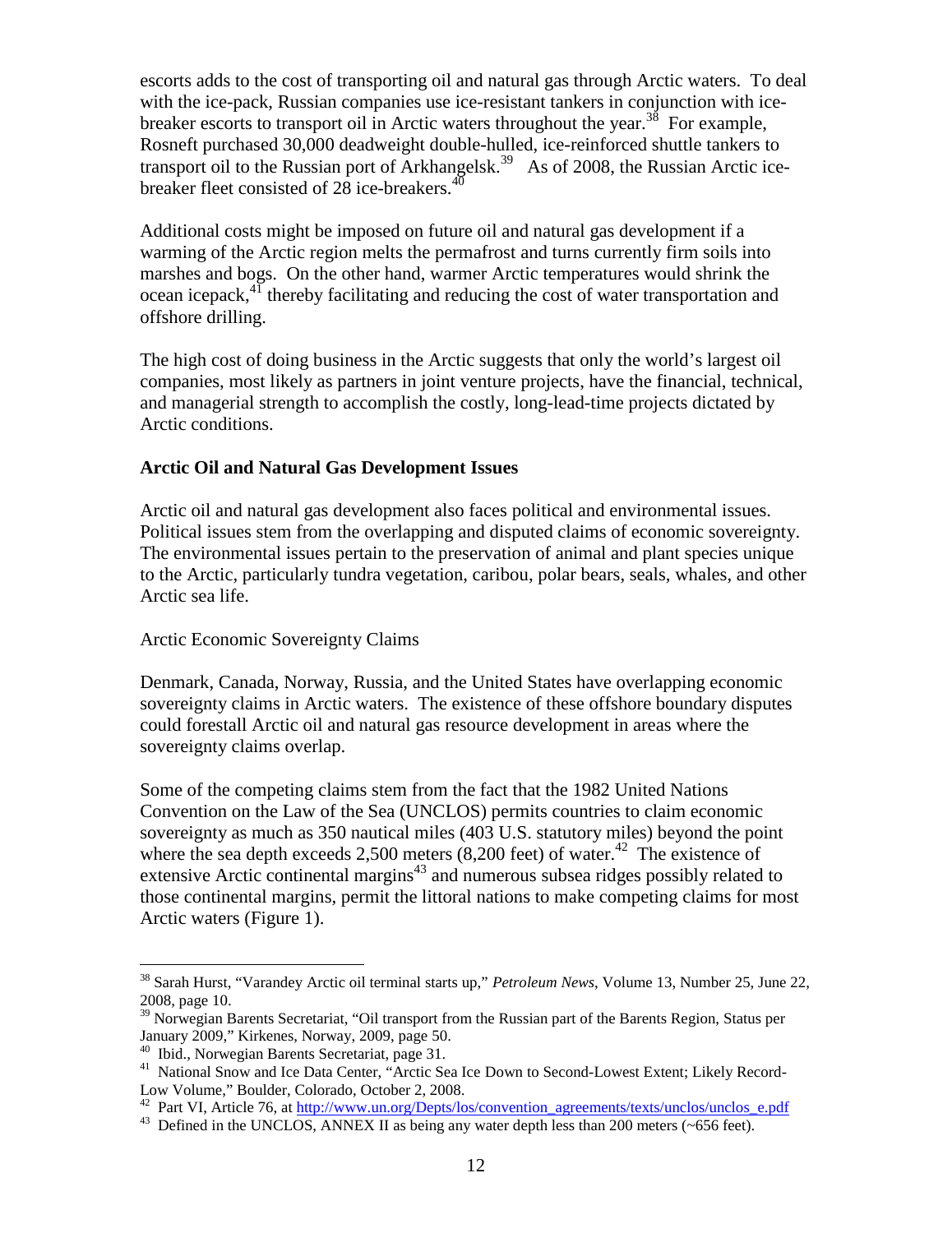escorts adds to the cost of transporting oil and natural gas through Arctic waters. To deal with the ice-pack, Russian companies use ice-resistant tankers in conjunction with ice-breaker escorts to transport oil in Arctic waters throughout the year.[38] For example, Rosneft purchased 30,000 deadweight double-hulled, ice-reinforced shuttle tankers to transport oil to the Russian port of Arkhangelsk.[39] As of 2008, the Russian Arctic ice-breaker fleet consisted of 28 ice-breakers.[40]

Additional costs might be imposed on future oil and natural gas development if a warming of the Arctic region melts the permafrost and turns currently firm soils into marshes and bogs. On the other hand, warmer Arctic temperatures would shrink the ocean icepack,[41] thereby facilitating and reducing the cost of water transportation and offshore drilling.

The high cost of doing business in the Arctic suggests that only the world's largest oil companies, most likely as partners in joint venture projects, have the financial, technical, and managerial strength to accomplish the costly, long-lead-time projects dictated by Arctic conditions.

## Arctic Oil and Natural Gas Development Issues

Arctic oil and natural gas development also faces political and environmental issues. Political issues stem from the overlapping and disputed claims of economic sovereignty. The environmental issues pertain to the preservation of animal and plant species unique to the Arctic, particularly tundra vegetation, caribou, polar bears, seals, whales, and other Arctic sea life.

### Arctic Economic Sovereignty Claims

Denmark, Canada, Norway, Russia, and the United States have overlapping economic sovereignty claims in Arctic waters. The existence of these offshore boundary disputes could forestall Arctic oil and natural gas resource development in areas where the sovereignty claims overlap.

Some of the competing claims stem from the fact that the 1982 United Nations Convention on the Law of the Sea (UNCLOS) permits countries to claim economic sovereignty as much as 350 nautical miles (403 U.S. statutory miles) beyond the point where the sea depth exceeds 2,500 meters (8,200 feet) of water.[42] The existence of extensive Arctic continental margins[43] and numerous subsea ridges possibly related to those continental margins, permit the littoral nations to make competing claims for most Arctic waters (Figure 1).

---

[38] Sarah Hurst, "Varandey Arctic oil terminal starts up," *Petroleum News*, Volume 13, Number 25, June 22, 2008, page 10.

[39] Norwegian Barents Secretariat, "Oil transport from the Russian part of the Barents Region, Status per January 2009," Kirkenes, Norway, 2009, page 50.

[40] Ibid., Norwegian Barents Secretariat, page 31.

[41] National Snow and Ice Data Center, "Arctic Sea Ice Down to Second-Lowest Extent; Likely Record-Low Volume," Boulder, Colorado, October 2, 2008.

[42] Part VI, Article 76, at http://www.un.org/Depts/los/convention_agreements/texts/unclos/unclos_e.pdf

[43] Defined in the UNCLOS, ANNEX II as being any water depth less than 200 meters (~656 feet).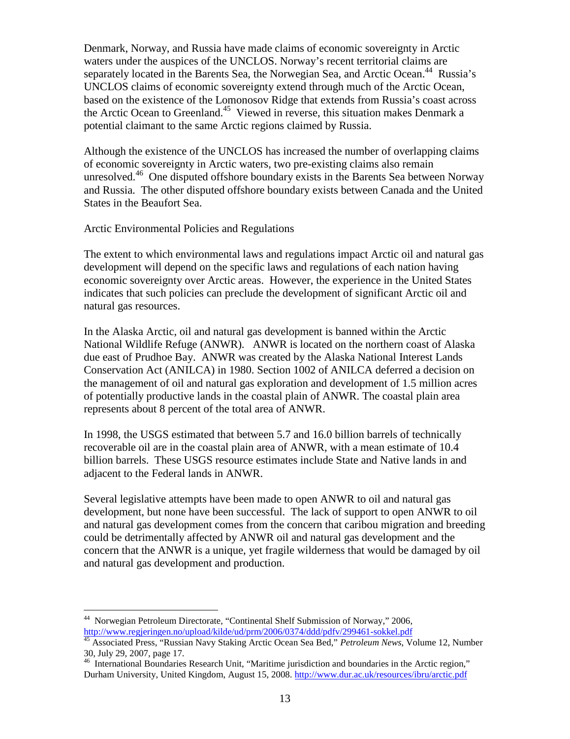Denmark, Norway, and Russia have made claims of economic sovereignty in Arctic waters under the auspices of the UNCLOS. Norway's recent territorial claims are separately located in the Barents Sea, the Norwegian Sea, and Arctic Ocean.[44] Russia's UNCLOS claims of economic sovereignty extend through much of the Arctic Ocean, based on the existence of the Lomonosov Ridge that extends from Russia's coast across the Arctic Ocean to Greenland.[45] Viewed in reverse, this situation makes Denmark a potential claimant to the same Arctic regions claimed by Russia.

Although the existence of the UNCLOS has increased the number of overlapping claims of economic sovereignty in Arctic waters, two pre-existing claims also remain unresolved.[46] One disputed offshore boundary exists in the Barents Sea between Norway and Russia. The other disputed offshore boundary exists between Canada and the United States in the Beaufort Sea.

## Arctic Environmental Policies and Regulations

The extent to which environmental laws and regulations impact Arctic oil and natural gas development will depend on the specific laws and regulations of each nation having economic sovereignty over Arctic areas. However, the experience in the United States indicates that such policies can preclude the development of significant Arctic oil and natural gas resources.

In the Alaska Arctic, oil and natural gas development is banned within the Arctic National Wildlife Refuge (ANWR). ANWR is located on the northern coast of Alaska due east of Prudhoe Bay. ANWR was created by the Alaska National Interest Lands Conservation Act (ANILCA) in 1980. Section 1002 of ANILCA deferred a decision on the management of oil and natural gas exploration and development of 1.5 million acres of potentially productive lands in the coastal plain of ANWR. The coastal plain area represents about 8 percent of the total area of ANWR.

In 1998, the USGS estimated that between 5.7 and 16.0 billion barrels of technically recoverable oil are in the coastal plain area of ANWR, with a mean estimate of 10.4 billion barrels. These USGS resource estimates include State and Native lands in and adjacent to the Federal lands in ANWR.

Several legislative attempts have been made to open ANWR to oil and natural gas development, but none have been successful. The lack of support to open ANWR to oil and natural gas development comes from the concern that caribou migration and breeding could be detrimentally affected by ANWR oil and natural gas development and the concern that the ANWR is a unique, yet fragile wilderness that would be damaged by oil and natural gas development and production.

---

[44] Norwegian Petroleum Directorate, "Continental Shelf Submission of Norway," 2006, http://www.regjeringen.no/upload/kilde/ud/prm/2006/0374/ddd/pdfv/299461-sokkel.pdf

[45] Associated Press, "Russian Navy Staking Arctic Ocean Sea Bed," *Petroleum News*, Volume 12, Number 30, July 29, 2007, page 17.

[46] International Boundaries Research Unit, "Maritime jurisdiction and boundaries in the Arctic region," Durham University, United Kingdom, August 15, 2008. http://www.dur.ac.uk/resources/ibru/arctic.pdf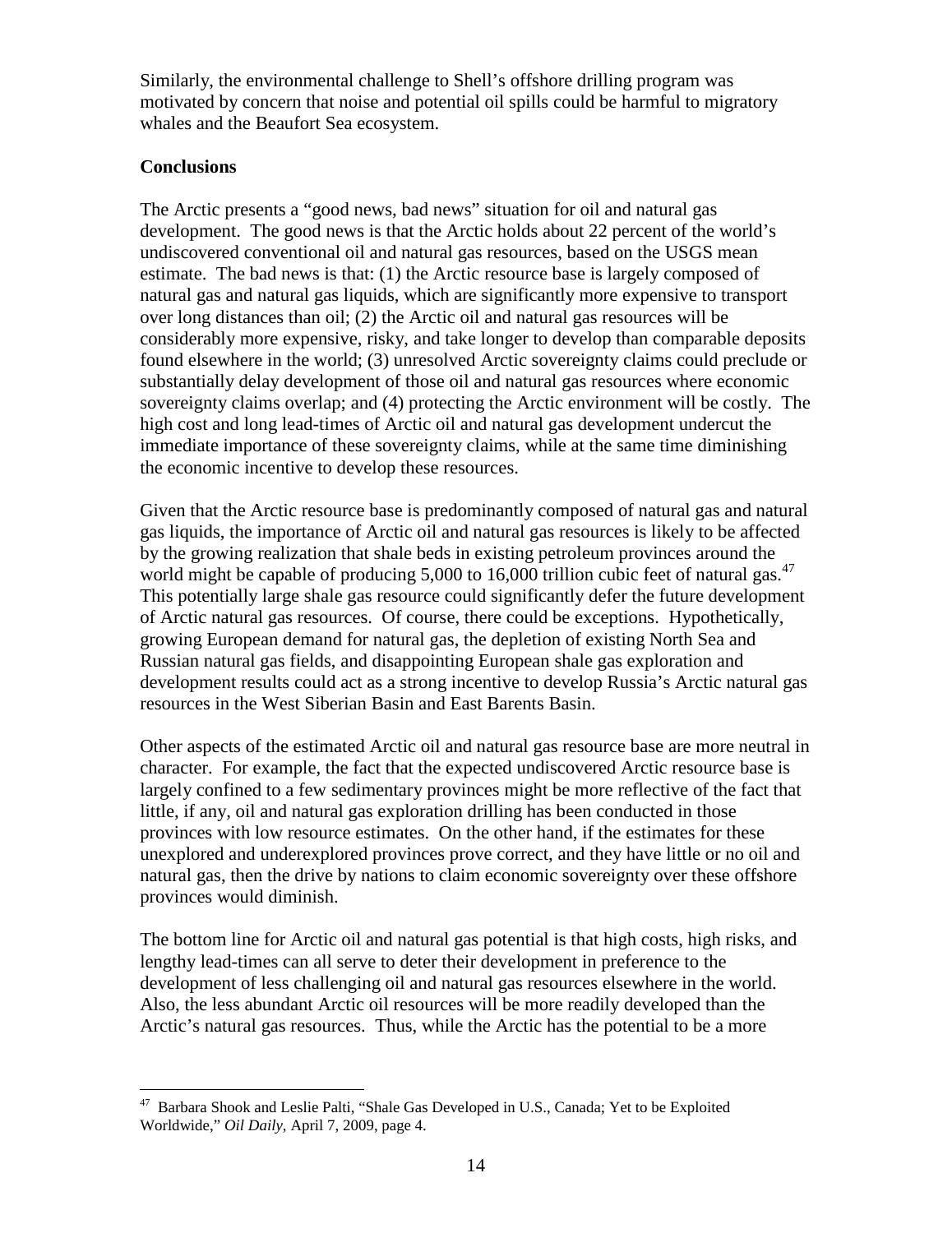Similarly, the environmental challenge to Shell's offshore drilling program was motivated by concern that noise and potential oil spills could be harmful to migratory whales and the Beaufort Sea ecosystem.

**Conclusions**

The Arctic presents a "good news, bad news" situation for oil and natural gas development. The good news is that the Arctic holds about 22 percent of the world's undiscovered conventional oil and natural gas resources, based on the USGS mean estimate. The bad news is that: (1) the Arctic resource base is largely composed of natural gas and natural gas liquids, which are significantly more expensive to transport over long distances than oil; (2) the Arctic oil and natural gas resources will be considerably more expensive, risky, and take longer to develop than comparable deposits found elsewhere in the world; (3) unresolved Arctic sovereignty claims could preclude or substantially delay development of those oil and natural gas resources where economic sovereignty claims overlap; and (4) protecting the Arctic environment will be costly. The high cost and long lead-times of Arctic oil and natural gas development undercut the immediate importance of these sovereignty claims, while at the same time diminishing the economic incentive to develop these resources.

Given that the Arctic resource base is predominantly composed of natural gas and natural gas liquids, the importance of Arctic oil and natural gas resources is likely to be affected by the growing realization that shale beds in existing petroleum provinces around the world might be capable of producing 5,000 to 16,000 trillion cubic feet of natural gas.[47] This potentially large shale gas resource could significantly defer the future development of Arctic natural gas resources. Of course, there could be exceptions. Hypothetically, growing European demand for natural gas, the depletion of existing North Sea and Russian natural gas fields, and disappointing European shale gas exploration and development results could act as a strong incentive to develop Russia's Arctic natural gas resources in the West Siberian Basin and East Barents Basin.

Other aspects of the estimated Arctic oil and natural gas resource base are more neutral in character. For example, the fact that the expected undiscovered Arctic resource base is largely confined to a few sedimentary provinces might be more reflective of the fact that little, if any, oil and natural gas exploration drilling has been conducted in those provinces with low resource estimates. On the other hand, if the estimates for these unexplored and underexplored provinces prove correct, and they have little or no oil and natural gas, then the drive by nations to claim economic sovereignty over these offshore provinces would diminish.

The bottom line for Arctic oil and natural gas potential is that high costs, high risks, and lengthy lead-times can all serve to deter their development in preference to the development of less challenging oil and natural gas resources elsewhere in the world. Also, the less abundant Arctic oil resources will be more readily developed than the Arctic's natural gas resources. Thus, while the Arctic has the potential to be a more

---

[47] Barbara Shook and Leslie Palti, "Shale Gas Developed in U.S., Canada; Yet to be Exploited Worldwide," *Oil Daily*, April 7, 2009, page 4.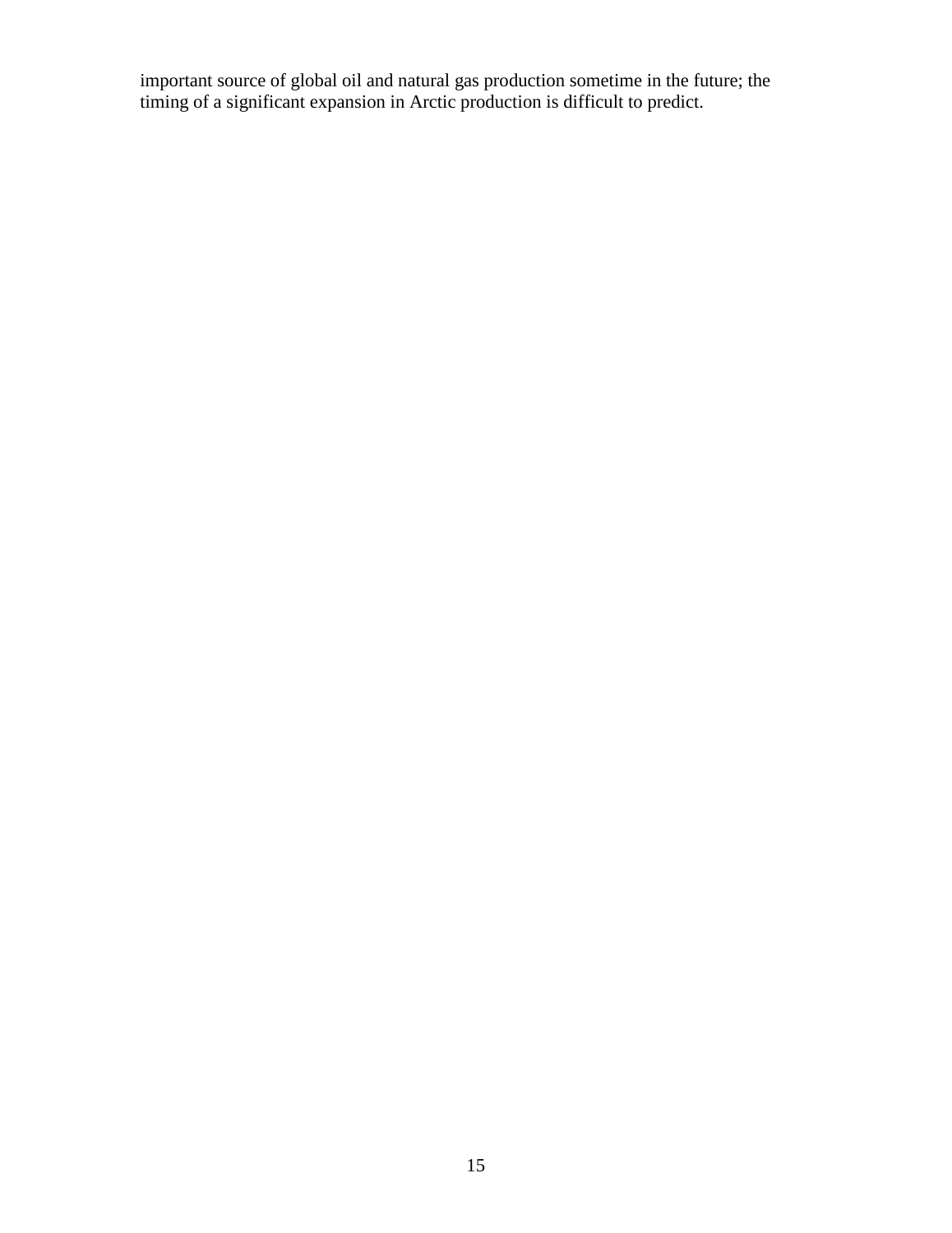important source of global oil and natural gas production sometime in the future; the timing of a significant expansion in Arctic production is difficult to predict.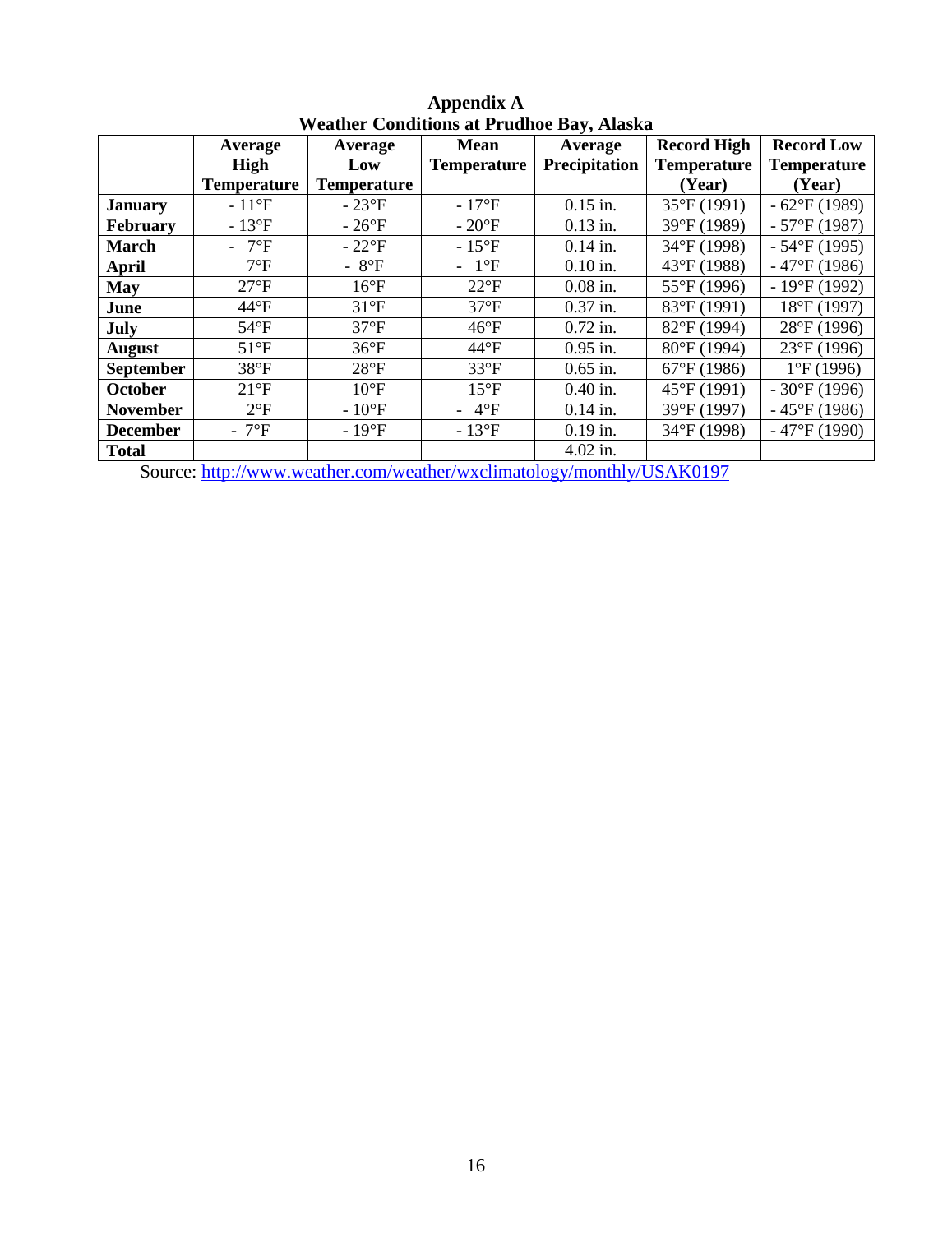# Appendix A
## Weather Conditions at Prudhoe Bay, Alaska

| | Average High Temperature | Average Low Temperature | Mean Temperature | Average Precipitation | Record High Temperature (Year) | Record Low Temperature (Year) |
|---|---|---|---|---|---|---|
| **January** | - 11°F | - 23°F | - 17°F | 0.15 in. | 35°F (1991) | - 62°F (1989) |
| **February** | - 13°F | - 26°F | - 20°F | 0.13 in. | 39°F (1989) | - 57°F (1987) |
| **March** | - 7°F | - 22°F | - 15°F | 0.14 in. | 34°F (1998) | - 54°F (1995) |
| **April** | 7°F | - 8°F | - 1°F | 0.10 in. | 43°F (1988) | - 47°F (1986) |
| **May** | 27°F | 16°F | 22°F | 0.08 in. | 55°F (1996) | - 19°F (1992) |
| **June** | 44°F | 31°F | 37°F | 0.37 in. | 83°F (1991) | 18°F (1997) |
| **July** | 54°F | 37°F | 46°F | 0.72 in. | 82°F (1994) | 28°F (1996) |
| **August** | 51°F | 36°F | 44°F | 0.95 in. | 80°F (1994) | 23°F (1996) |
| **September** | 38°F | 28°F | 33°F | 0.65 in. | 67°F (1986) | 1°F (1996) |
| **October** | 21°F | 10°F | 15°F | 0.40 in. | 45°F (1991) | - 30°F (1996) |
| **November** | 2°F | - 10°F | - 4°F | 0.14 in. | 39°F (1997) | - 45°F (1986) |
| **December** | - 7°F | - 19°F | - 13°F | 0.19 in. | 34°F (1998) | - 47°F (1990) |
| **Total** | | | | 4.02 in. | | |

Source: http://www.weather.com/weather/wxclimatology/monthly/USAK0197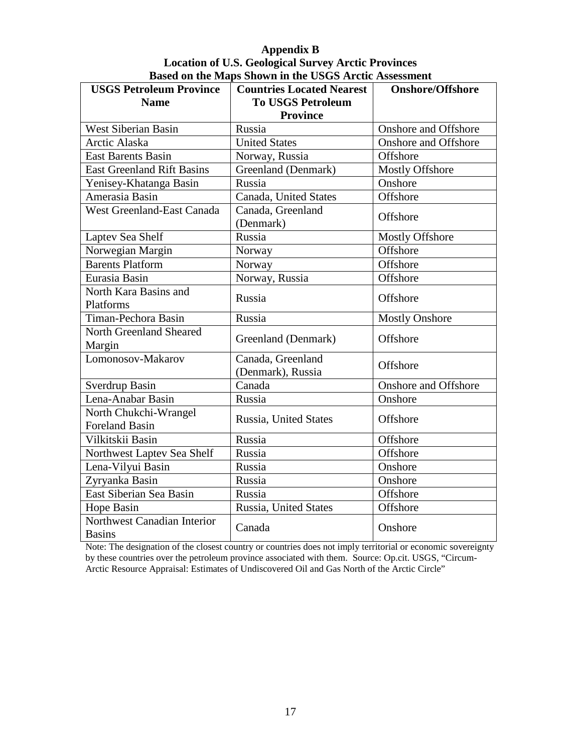**Appendix B**
**Location of U.S. Geological Survey Arctic Provinces**
**Based on the Maps Shown in the USGS Arctic Assessment**

| USGS Petroleum Province Name | Countries Located Nearest To USGS Petroleum Province | Onshore/Offshore |
|---|---|---|
| West Siberian Basin | Russia | Onshore and Offshore |
| Arctic Alaska | United States | Onshore and Offshore |
| East Barents Basin | Norway, Russia | Offshore |
| East Greenland Rift Basins | Greenland (Denmark) | Mostly Offshore |
| Yenisey-Khatanga Basin | Russia | Onshore |
| Amerasia Basin | Canada, United States | Offshore |
| West Greenland-East Canada | Canada, Greenland (Denmark) | Offshore |
| Laptev Sea Shelf | Russia | Mostly Offshore |
| Norwegian Margin | Norway | Offshore |
| Barents Platform | Norway | Offshore |
| Eurasia Basin | Norway, Russia | Offshore |
| North Kara Basins and Platforms | Russia | Offshore |
| Timan-Pechora Basin | Russia | Mostly Onshore |
| North Greenland Sheared Margin | Greenland (Denmark) | Offshore |
| Lomonosov-Makarov | Canada, Greenland (Denmark), Russia | Offshore |
| Sverdrup Basin | Canada | Onshore and Offshore |
| Lena-Anabar Basin | Russia | Onshore |
| North Chukchi-Wrangel Foreland Basin | Russia, United States | Offshore |
| Vilkitskii Basin | Russia | Offshore |
| Northwest Laptev Sea Shelf | Russia | Offshore |
| Lena-Vilyui Basin | Russia | Onshore |
| Zyryanka Basin | Russia | Onshore |
| East Siberian Sea Basin | Russia | Offshore |
| Hope Basin | Russia, United States | Offshore |
| Northwest Canadian Interior Basins | Canada | Onshore |

Note: The designation of the closest country or countries does not imply territorial or economic sovereignty by these countries over the petroleum province associated with them. Source: Op.cit. USGS, "Circum-Arctic Resource Appraisal: Estimates of Undiscovered Oil and Gas North of the Arctic Circle"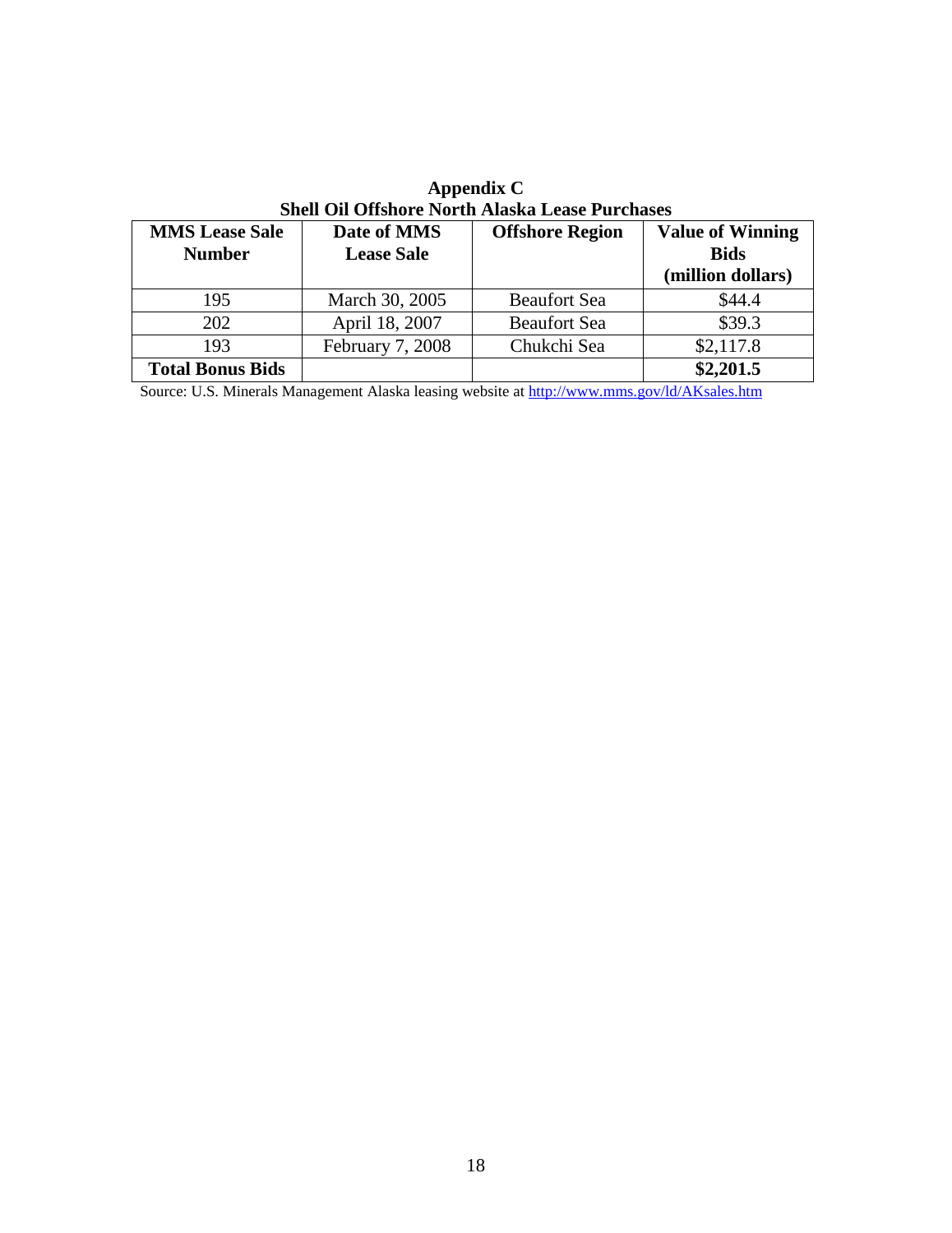## Appendix C
### Shell Oil Offshore North Alaska Lease Purchases

| MMS Lease Sale Number | Date of MMS Lease Sale | Offshore Region | Value of Winning Bids (million dollars) |
|---|---|---|---|
| 195 | March 30, 2005 | Beaufort Sea | $44.4 |
| 202 | April 18, 2007 | Beaufort Sea | $39.3 |
| 193 | February 7, 2008 | Chukchi Sea | $2,117.8 |
| **Total Bonus Bids** | | | **$2,201.5** |

Source: U.S. Minerals Management Alaska leasing website at http://www.mms.gov/ld/AKsales.htm